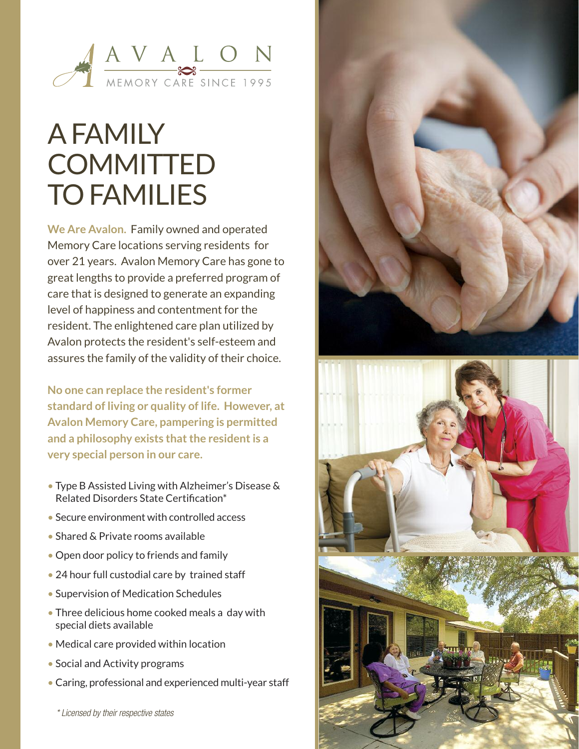AVALON

MEMORY CARE SINCE 1995

# A FAMILY COMMITTED TO FAMILIES

**We Are Avalon.** Family owned and operated Memory Care locations serving residents for over 21 years. Avalon Memory Care has gone to great lengths to provide a preferred program of care that is designed to generate an expanding level of happiness and contentment for the resident. The enlightened care plan utilized by Avalon protects the resident's self-esteem and assures the family of the validity of their choice.

**No one can replace the resident's former standard of living or quality of life. However, at Avalon Memory Care, pampering is permitted and a philosophy exists that the resident is a very special person in our care.**

- Type B Assisted Living with Alzheimer's Disease & Related Disorders State Certification*
- Secure environment with controlled access
- Shared & Private rooms available
- Open door policy to friends and family
- 24 hour full custodial care by trained staff
- Supervision of Medication Schedules
- Three delicious home cooked meals a day with special diets available
- Medical care provided within location
- Social and Activity programs
- Caring, professional and experienced multi-year staff

*\* Licensed by their respective states*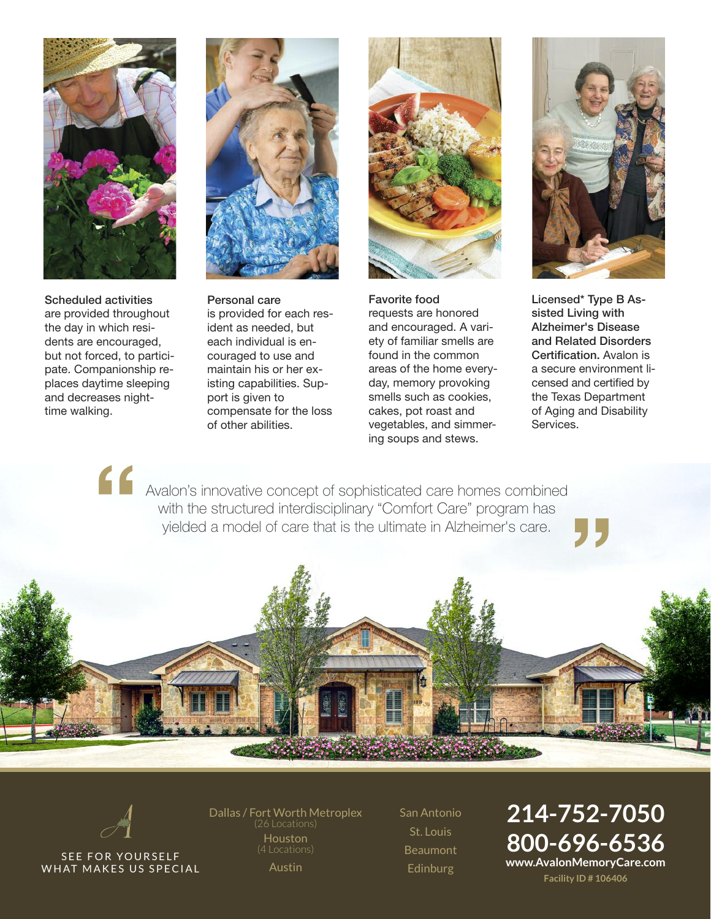**Scheduled activities** are provided throughout the day in which residents are encouraged, but not forced, to participate. Companionship replaces daytime sleeping and decreases nighttime walking.

**Personal care** is provided for each resident as needed, but each individual is encouraged to use and maintain his or her existing capabilities. Support is given to compensate for the loss of other abilities.

**Favorite food** requests are honored and encouraged. A variety of familiar smells are found in the common areas of the home everyday, memory provoking smells such as cookies, cakes, pot roast and vegetables, and simmering soups and stews.

**Licensed* Type B Assisted Living with Alzheimer's Disease and Related Disorders Certification.** Avalon is a secure environment licensed and certified by the Texas Department of Aging and Disability Services.

> "Avalon's innovative concept of sophisticated care homes combined with the structured interdisciplinary "Comfort Care" program has yielded a model of care that is the ultimate in Alzheimer's care."

SEE FOR YOURSELF WHAT MAKES US SPECIAL

Dallas / Fort Worth Metroplex (26 Locations)
Houston (4 Locations)
Austin
San Antonio
St. Louis
Beaumont
Edinburg

**214-752-7050**
**800-696-6536**
**www.AvalonMemoryCare.com**
**Facility ID # 106406**